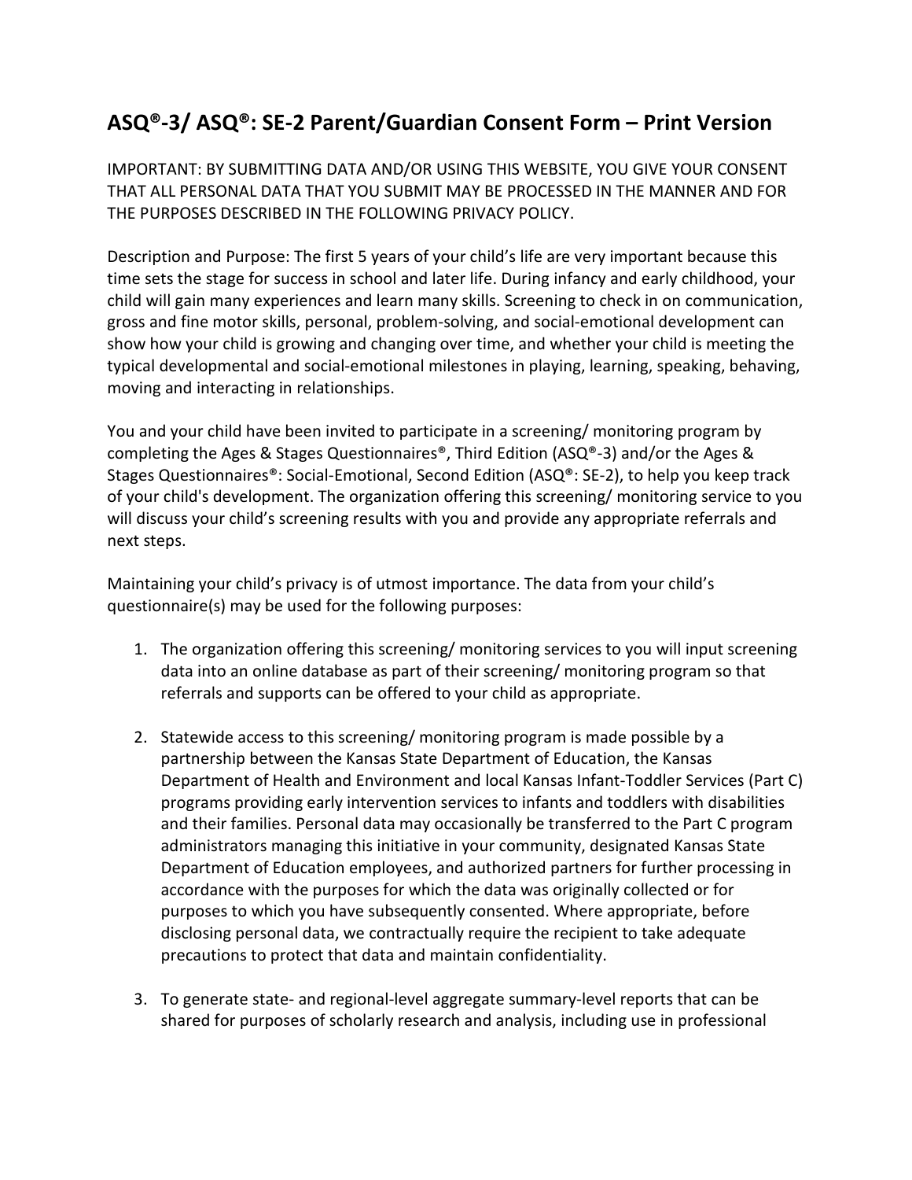# ASQ®-3/ ASQ®: SE-2 Parent/Guardian Consent Form – Print Version

IMPORTANT: BY SUBMITTING DATA AND/OR USING THIS WEBSITE, YOU GIVE YOUR CONSENT THAT ALL PERSONAL DATA THAT YOU SUBMIT MAY BE PROCESSED IN THE MANNER AND FOR THE PURPOSES DESCRIBED IN THE FOLLOWING PRIVACY POLICY.

Description and Purpose: The first 5 years of your child's life are very important because this time sets the stage for success in school and later life. During infancy and early childhood, your child will gain many experiences and learn many skills. Screening to check in on communication, gross and fine motor skills, personal, problem-solving, and social-emotional development can show how your child is growing and changing over time, and whether your child is meeting the typical developmental and social-emotional milestones in playing, learning, speaking, behaving, moving and interacting in relationships.

You and your child have been invited to participate in a screening/ monitoring program by completing the Ages & Stages Questionnaires®, Third Edition (ASQ®-3) and/or the Ages & Stages Questionnaires®: Social-Emotional, Second Edition (ASQ®: SE-2), to help you keep track of your child's development. The organization offering this screening/ monitoring service to you will discuss your child's screening results with you and provide any appropriate referrals and next steps.

Maintaining your child's privacy is of utmost importance. The data from your child's questionnaire(s) may be used for the following purposes:

1. The organization offering this screening/ monitoring services to you will input screening data into an online database as part of their screening/ monitoring program so that referrals and supports can be offered to your child as appropriate.

2. Statewide access to this screening/ monitoring program is made possible by a partnership between the Kansas State Department of Education, the Kansas Department of Health and Environment and local Kansas Infant-Toddler Services (Part C) programs providing early intervention services to infants and toddlers with disabilities and their families. Personal data may occasionally be transferred to the Part C program administrators managing this initiative in your community, designated Kansas State Department of Education employees, and authorized partners for further processing in accordance with the purposes for which the data was originally collected or for purposes to which you have subsequently consented. Where appropriate, before disclosing personal data, we contractually require the recipient to take adequate precautions to protect that data and maintain confidentiality.

3. To generate state- and regional-level aggregate summary-level reports that can be shared for purposes of scholarly research and analysis, including use in professional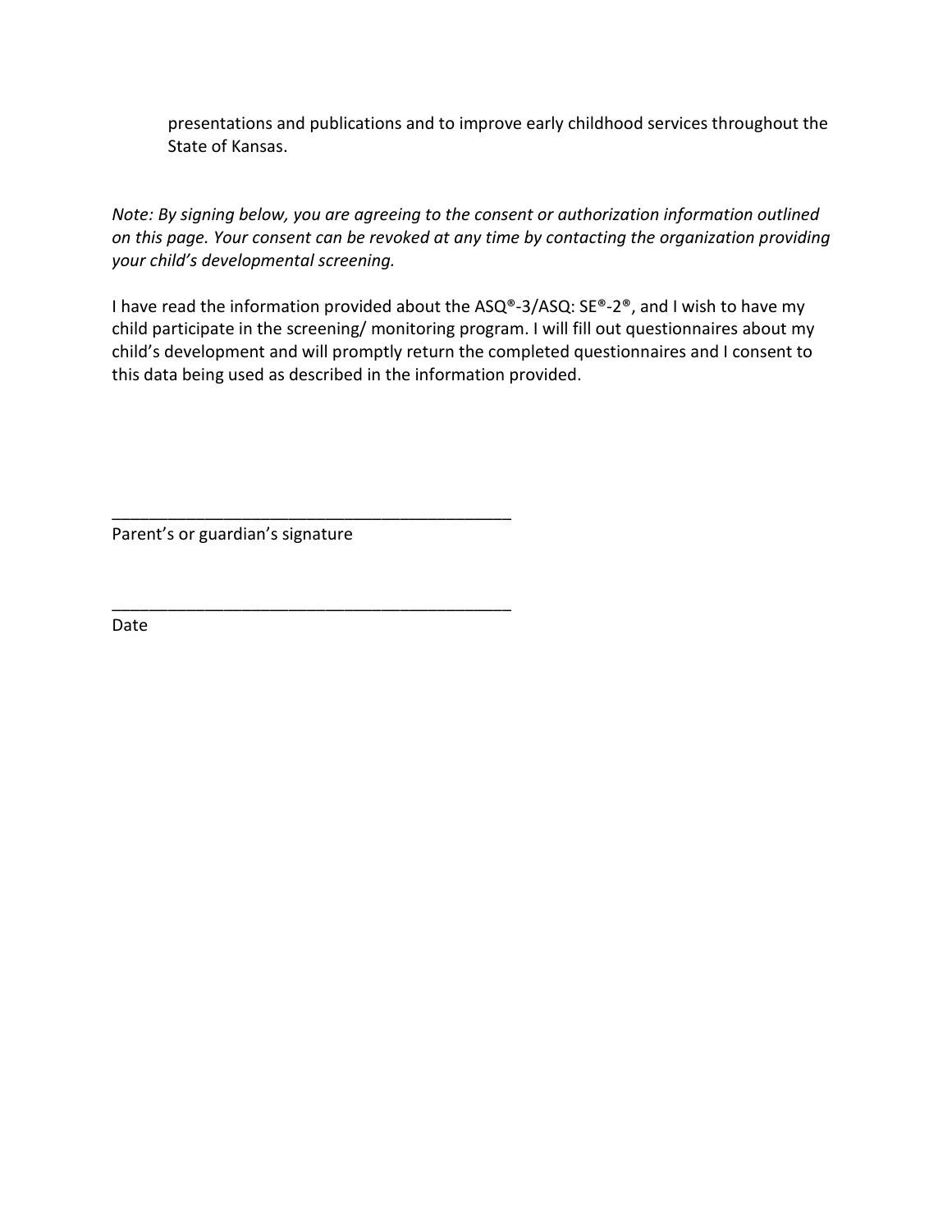presentations and publications and to improve early childhood services throughout the State of Kansas.

*Note: By signing below, you are agreeing to the consent or authorization information outlined on this page. Your consent can be revoked at any time by contacting the organization providing your child's developmental screening.*

I have read the information provided about the ASQ®-3/ASQ: SE®-2®, and I wish to have my child participate in the screening/ monitoring program. I will fill out questionnaires about my child's development and will promptly return the completed questionnaires and I consent to this data being used as described in the information provided.

_____________________________________________

Parent's or guardian's signature

_____________________________________________

Date